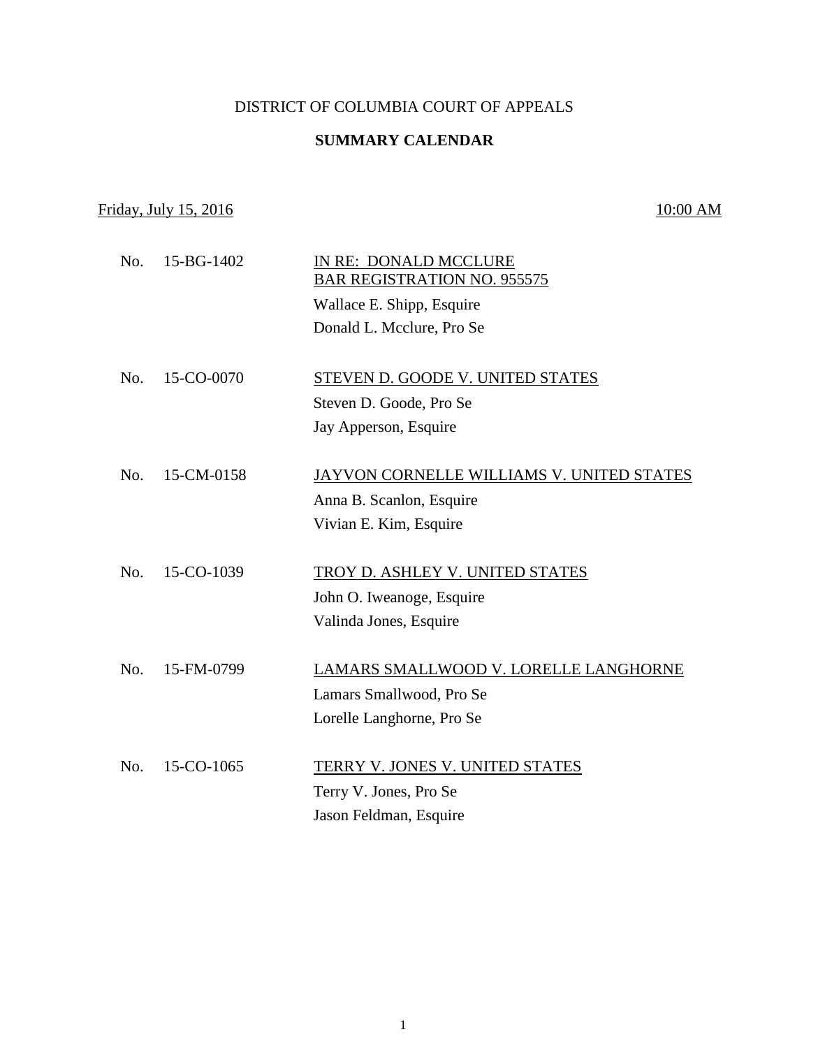DISTRICT OF COLUMBIA COURT OF APPEALS

**SUMMARY CALENDAR**

Friday, July 15, 2016 — 10:00 AM

No. 15-BG-1402 — IN RE: DONALD MCCLURE
BAR REGISTRATION NO. 955575
Wallace E. Shipp, Esquire
Donald L. Mcclure, Pro Se

No. 15-CO-0070 — STEVEN D. GOODE V. UNITED STATES
Steven D. Goode, Pro Se
Jay Apperson, Esquire

No. 15-CM-0158 — JAYVON CORNELLE WILLIAMS V. UNITED STATES
Anna B. Scanlon, Esquire
Vivian E. Kim, Esquire

No. 15-CO-1039 — TROY D. ASHLEY V. UNITED STATES
John O. Iweanoge, Esquire
Valinda Jones, Esquire

No. 15-FM-0799 — LAMARS SMALLWOOD V. LORELLE LANGHORNE
Lamars Smallwood, Pro Se
Lorelle Langhorne, Pro Se

No. 15-CO-1065 — TERRY V. JONES V. UNITED STATES
Terry V. Jones, Pro Se
Jason Feldman, Esquire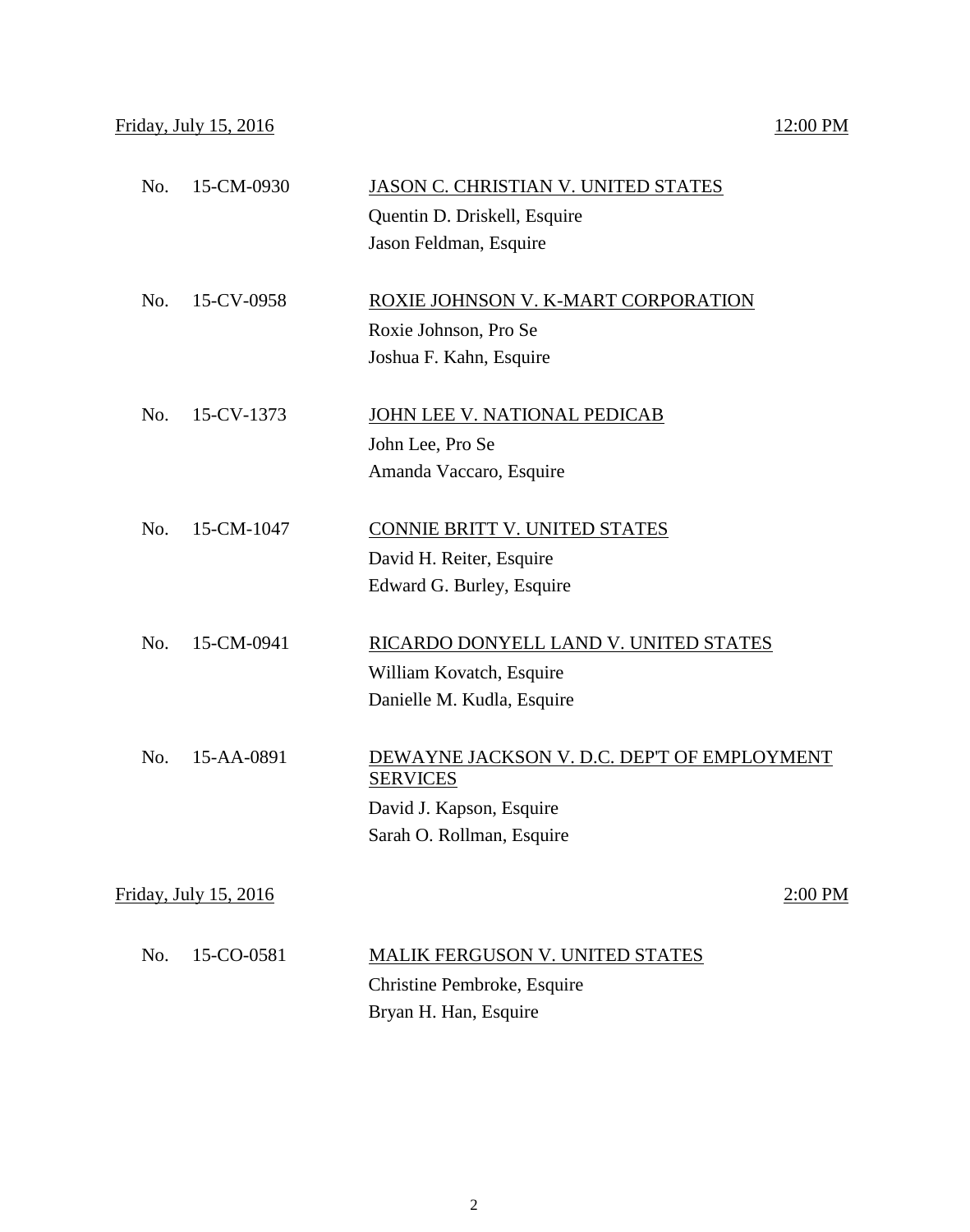Friday, July 15, 2016 — 12:00 PM

No. 15-CM-0930 — JASON C. CHRISTIAN V. UNITED STATES
Quentin D. Driskell, Esquire
Jason Feldman, Esquire

No. 15-CV-0958 — ROXIE JOHNSON V. K-MART CORPORATION
Roxie Johnson, Pro Se
Joshua F. Kahn, Esquire

No. 15-CV-1373 — JOHN LEE V. NATIONAL PEDICAB
John Lee, Pro Se
Amanda Vaccaro, Esquire

No. 15-CM-1047 — CONNIE BRITT V. UNITED STATES
David H. Reiter, Esquire
Edward G. Burley, Esquire

No. 15-CM-0941 — RICARDO DONYELL LAND V. UNITED STATES
William Kovatch, Esquire
Danielle M. Kudla, Esquire

No. 15-AA-0891 — DEWAYNE JACKSON V. D.C. DEP'T OF EMPLOYMENT SERVICES
David J. Kapson, Esquire
Sarah O. Rollman, Esquire

Friday, July 15, 2016 — 2:00 PM

No. 15-CO-0581 — MALIK FERGUSON V. UNITED STATES
Christine Pembroke, Esquire
Bryan H. Han, Esquire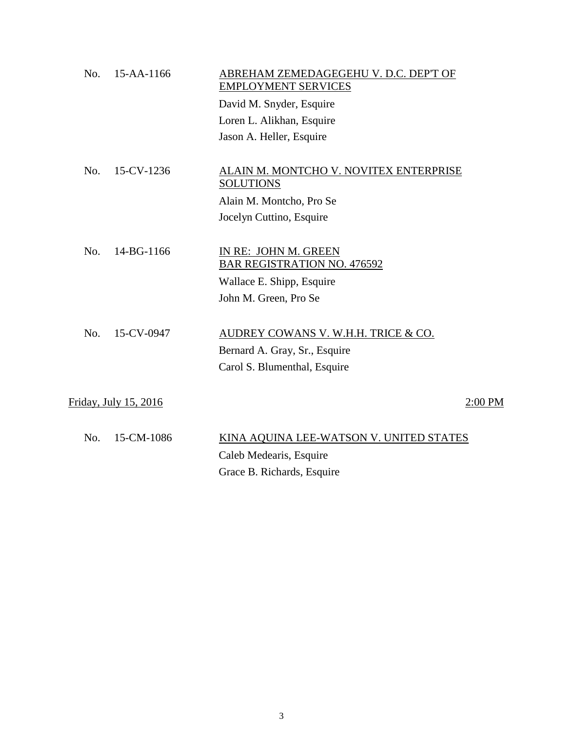No. 15-AA-1166

ABREHAM ZEMEDAGEGEHU V. D.C. DEP'T OF EMPLOYMENT SERVICES

David M. Snyder, Esquire
Loren L. Alikhan, Esquire
Jason A. Heller, Esquire

No. 15-CV-1236

ALAIN M. MONTCHO V. NOVITEX ENTERPRISE SOLUTIONS

Alain M. Montcho, Pro Se
Jocelyn Cuttino, Esquire

No. 14-BG-1166

IN RE: JOHN M. GREEN
BAR REGISTRATION NO. 476592

Wallace E. Shipp, Esquire
John M. Green, Pro Se

No. 15-CV-0947

AUDREY COWANS V. W.H.H. TRICE & CO.

Bernard A. Gray, Sr., Esquire
Carol S. Blumenthal, Esquire

Friday, July 15, 2016 — 2:00 PM

No. 15-CM-1086

KINA AQUINA LEE-WATSON V. UNITED STATES

Caleb Medearis, Esquire
Grace B. Richards, Esquire